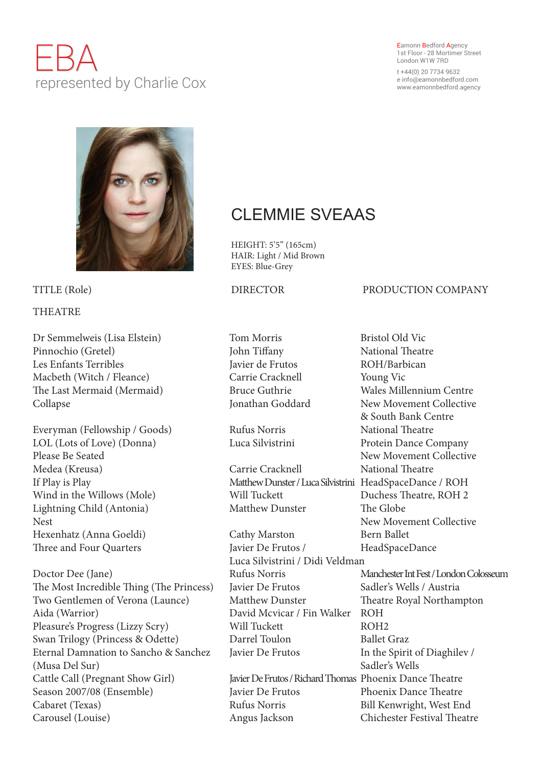# EBA
represented by Charlie Cox

Eamonn Bedford Agency
1st Floor - 28 Mortimer Street
London W1W 7RD

t +44(0) 20 7734 9632
e info@eamonnbedford.com
www.eamonnbedford.agency

## CLEMMIE SVEAAS

HEIGHT: 5'5" (165cm)
HAIR: Light / Mid Brown
EYES: Blue-Grey

| TITLE (Role) | DIRECTOR | PRODUCTION COMPANY |
|---|---|---|
| **THEATRE** | | |
| Dr Semmelweis (Lisa Elstein) | Tom Morris | Bristol Old Vic |
| Pinnochio (Gretel) | John Tiffany | National Theatre |
| Les Enfants Terribles | Javier de Frutos | ROH/Barbican |
| Macbeth (Witch / Fleance) | Carrie Cracknell | Young Vic |
| The Last Mermaid (Mermaid) | Bruce Guthrie | Wales Millennium Centre |
| Collapse | Jonathan Goddard | New Movement Collective & South Bank Centre |
| Everyman (Fellowship / Goods) | Rufus Norris | National Theatre |
| LOL (Lots of Love) (Donna) | Luca Silvistrini | Protein Dance Company |
| Please Be Seated | | New Movement Collective |
| Medea (Kreusa) | Carrie Cracknell | National Theatre |
| If Play is Play | Matthew Dunster / Luca Silvistrini | HeadSpaceDance / ROH |
| Wind in the Willows (Mole) | Will Tuckett | Duchess Theatre, ROH 2 |
| Lightning Child (Antonia) | Matthew Dunster | The Globe |
| Nest | | New Movement Collective |
| Hexenhatz (Anna Goeldi) | Cathy Marston | Bern Ballet |
| Three and Four Quarters | Javier De Frutos / Luca Silvistrini / Didi Veldman | HeadSpaceDance |
| Doctor Dee (Jane) | Rufus Norris | Manchester Int Fest / London Colosseum |
| The Most Incredible Thing (The Princess) | Javier De Frutos | Sadler's Wells / Austria |
| Two Gentlemen of Verona (Launce) | Matthew Dunster | Theatre Royal Northampton |
| Aida (Warrior) | David Mcvicar / Fin Walker | ROH |
| Pleasure's Progress (Lizzy Scry) | Will Tuckett | ROH2 |
| Swan Trilogy (Princess & Odette) | Darrel Toulon | Ballet Graz |
| Eternal Damnation to Sancho & Sanchez (Musa Del Sur) | Javier De Frutos | In the Spirit of Diaghilev / Sadler's Wells |
| Cattle Call (Pregnant Show Girl) | Javier De Frutos / Richard Thomas | Phoenix Dance Theatre |
| Season 2007/08 (Ensemble) | Javier De Frutos | Phoenix Dance Theatre |
| Cabaret (Texas) | Rufus Norris | Bill Kenwright, West End |
| Carousel (Louise) | Angus Jackson | Chichester Festival Theatre |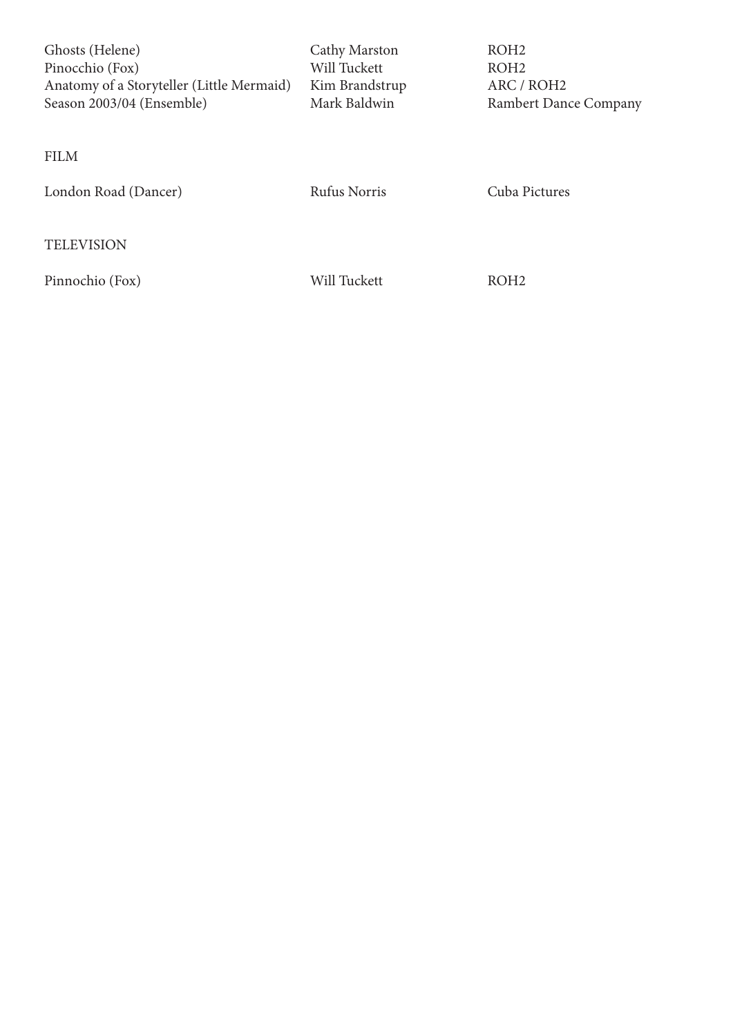| | | |
|---|---|---|
| Ghosts (Helene) | Cathy Marston | ROH2 |
| Pinocchio (Fox) | Will Tuckett | ROH2 |
| Anatomy of a Storyteller (Little Mermaid) | Kim Brandstrup | ARC / ROH2 |
| Season 2003/04 (Ensemble) | Mark Baldwin | Rambert Dance Company |

FILM

| | | |
|---|---|---|
| London Road (Dancer) | Rufus Norris | Cuba Pictures |

TELEVISION

| | | |
|---|---|---|
| Pinnochio (Fox) | Will Tuckett | ROH2 |